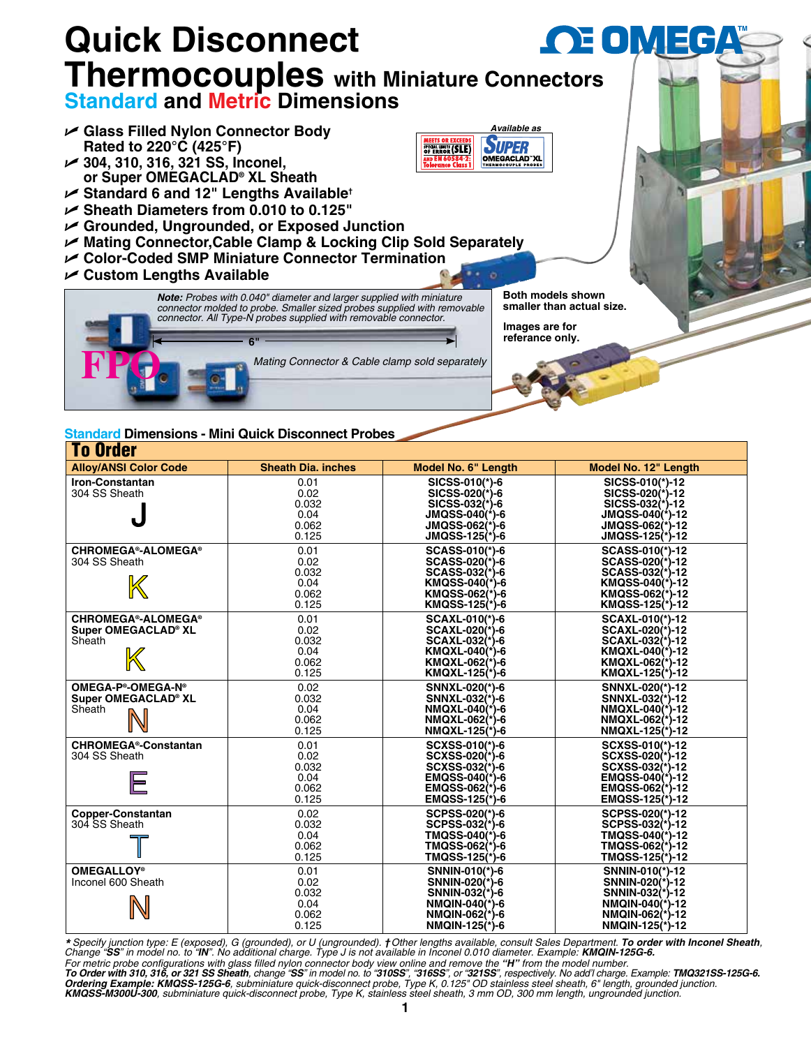# Quick Disconnect Thermocouples with Miniature Connectors

## Standard and Metric Dimensions

- Glass Filled Nylon Connector Body Rated to 220°C (425°F)
- 304, 310, 316, 321 SS, Inconel, or Super OMEGACLAD® XL Sheath
- Standard 6 and 12" Lengths Available†
- Sheath Diameters from 0.010 to 0.125"
- Grounded, Ungrounded, or Exposed Junction
- Mating Connector,Cable Clamp & Locking Clip Sold Separately
- Color-Coded SMP Miniature Connector Termination
- Custom Lengths Available

Available as SUPER OMEGACLAD™ XL THERMOCOUPLE PROBES

MEETS OR EXCEEDS SPECIAL LIMITS OF ERROR (SLE) AND EN 60584-2: Tolerance Class 1

***Note:*** *Probes with 0.040" diameter and larger supplied with miniature connector molded to probe. Smaller sized probes supplied with removable connector. All Type-N probes supplied with removable connector.*

6"

FPO

*Mating Connector & Cable clamp sold separately*

Both models shown smaller than actual size.

Images are for referance only.

### Standard Dimensions - Mini Quick Disconnect Probes

**To Order**

| Alloy/ANSI Color Code | Sheath Dia. inches | Model No. 6" Length | Model No. 12" Length |
|---|---|---|---|
| **Iron-Constantan** 304 SS Sheath **J** | 0.01 | SICSS-010(*)-6 | SICSS-010(*)-12 |
| | 0.02 | SICSS-020(*)-6 | SICSS-020(*)-12 |
| | 0.032 | SICSS-032(*)-6 | SICSS-032(*)-12 |
| | 0.04 | JMQSS-040(*)-6 | JMQSS-040(*)-12 |
| | 0.062 | JMQSS-062(*)-6 | JMQSS-062(*)-12 |
| | 0.125 | JMQSS-125(*)-6 | JMQSS-125(*)-12 |
| **CHROMEGA®-ALOMEGA®** 304 SS Sheath **K** | 0.01 | SCASS-010(*)-6 | SCASS-010(*)-12 |
| | 0.02 | SCASS-020(*)-6 | SCASS-020(*)-12 |
| | 0.032 | SCASS-032(*)-6 | SCASS-032(*)-12 |
| | 0.04 | KMQSS-040(*)-6 | KMQSS-040(*)-12 |
| | 0.062 | KMQSS-062(*)-6 | KMQSS-062(*)-12 |
| | 0.125 | KMQSS-125(*)-6 | KMQSS-125(*)-12 |
| **CHROMEGA®-ALOMEGA® Super OMEGACLAD® XL** Sheath **K** | 0.01 | SCAXL-010(*)-6 | SCAXL-010(*)-12 |
| | 0.02 | SCAXL-020(*)-6 | SCAXL-020(*)-12 |
| | 0.032 | SCAXL-032(*)-6 | SCAXL-032(*)-12 |
| | 0.04 | KMQXL-040(*)-6 | KMQXL-040(*)-12 |
| | 0.062 | KMQXL-062(*)-6 | KMQXL-062(*)-12 |
| | 0.125 | KMQXL-125(*)-6 | KMQXL-125(*)-12 |
| **OMEGA-P®-OMEGA-N® Super OMEGACLAD® XL** Sheath **N** | 0.02 | SNNXL-020(*)-6 | SNNXL-020(*)-12 |
| | 0.032 | SNNXL-032(*)-6 | SNNXL-032(*)-12 |
| | 0.04 | NMQXL-040(*)-6 | NMQXL-040(*)-12 |
| | 0.062 | NMQXL-062(*)-6 | NMQXL-062(*)-12 |
| | 0.125 | NMQXL-125(*)-6 | NMQXL-125(*)-12 |
| **CHROMEGA®-Constantan** 304 SS Sheath **E** | 0.01 | SCXSS-010(*)-6 | SCXSS-010(*)-12 |
| | 0.02 | SCXSS-020(*)-6 | SCXSS-020(*)-12 |
| | 0.032 | SCXSS-032(*)-6 | SCXSS-032(*)-12 |
| | 0.04 | EMQSS-040(*)-6 | EMQSS-040(*)-12 |
| | 0.062 | EMQSS-062(*)-6 | EMQSS-062(*)-12 |
| | 0.125 | EMQSS-125(*)-6 | EMQSS-125(*)-12 |
| **Copper-Constantan** 304 SS Sheath **T** | 0.02 | SCPSS-020(*)-6 | SCPSS-020(*)-12 |
| | 0.032 | SCPSS-032(*)-6 | SCPSS-032(*)-12 |
| | 0.04 | TMQSS-040(*)-6 | TMQSS-040(*)-12 |
| | 0.062 | TMQSS-062(*)-6 | TMQSS-062(*)-12 |
| | 0.125 | TMQSS-125(*)-6 | TMQSS-125(*)-12 |
| **OMEGALLOY®** Inconel 600 Sheath **N** | 0.01 | SNNIN-010(*)-6 | SNNIN-010(*)-12 |
| | 0.02 | SNNIN-020(*)-6 | SNNIN-020(*)-12 |
| | 0.032 | SNNIN-032(*)-6 | SNNIN-032(*)-12 |
| | 0.04 | NMQIN-040(*)-6 | NMQIN-040(*)-12 |
| | 0.062 | NMQIN-062(*)-6 | NMQIN-062(*)-12 |
| | 0.125 | NMQIN-125(*)-6 | NMQIN-125(*)-12 |

*\* Specify junction type: E (exposed), G (grounded), or U (ungrounded). † Other lengths available, consult Sales Department.* ***To order with Inconel Sheath****, Change "SS" in model no. to "IN". No additional charge. Type J is not available in Inconel 0.010 diameter. Example:* ***KMQIN-125G-6.***
*For metric probe configurations with glass filled nylon connector body view online and remove the "H" from the model number.*
***To Order with 310, 316, or 321 SS Sheath****, change "SS" in model no. to "310SS", "316SS", or "321SS", respectively. No add'l charge. Example:* ***TMQ321SS-125G-6.***
***Ordering Example: KMQSS-125G-6****, subminiature quick-disconnect probe, Type K, 0.125" OD stainless steel sheath, 6" length, grounded junction.*
***KMQSS-M300U-300****, subminiature quick-disconnect probe, Type K, stainless steel sheath, 3 mm OD, 300 mm length, ungrounded junction.*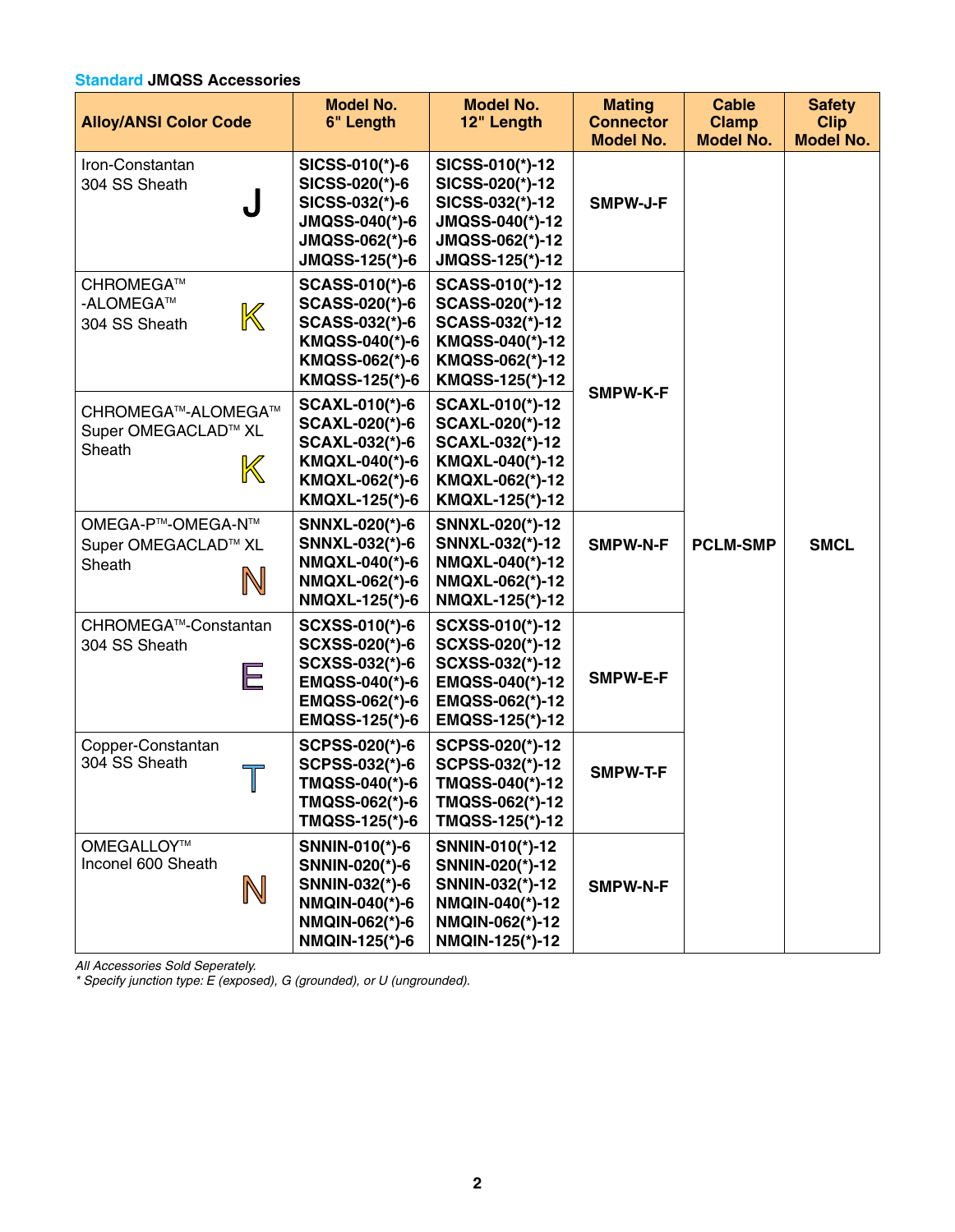### Standard JMQSS Accessories

| Alloy/ANSI Color Code | Model No. 6" Length | Model No. 12" Length | Mating Connector Model No. | Cable Clamp Model No. | Safety Clip Model No. |
|---|---|---|---|---|---|
| Iron-Constantan 304 SS Sheath J | SICSS-010(*)-6 SICSS-020(*)-6 SICSS-032(*)-6 JMQSS-040(*)-6 JMQSS-062(*)-6 JMQSS-125(*)-6 | SICSS-010(*)-12 SICSS-020(*)-12 SICSS-032(*)-12 JMQSS-040(*)-12 JMQSS-062(*)-12 JMQSS-125(*)-12 | SMPW-J-F | PCLM-SMP | SMCL |
| CHROMEGA™ -ALOMEGA™ 304 SS Sheath K | SCASS-010(*)-6 SCASS-020(*)-6 SCASS-032(*)-6 KMQSS-040(*)-6 KMQSS-062(*)-6 KMQSS-125(*)-6 | SCASS-010(*)-12 SCASS-020(*)-12 SCASS-032(*)-12 KMQSS-040(*)-12 KMQSS-062(*)-12 KMQSS-125(*)-12 | SMPW-K-F | PCLM-SMP | SMCL |
| CHROMEGA™-ALOMEGA™ Super OMEGACLAD™ XL Sheath K | SCAXL-010(*)-6 SCAXL-020(*)-6 SCAXL-032(*)-6 KMQXL-040(*)-6 KMQXL-062(*)-6 KMQXL-125(*)-6 | SCAXL-010(*)-12 SCAXL-020(*)-12 SCAXL-032(*)-12 KMQXL-040(*)-12 KMQXL-062(*)-12 KMQXL-125(*)-12 | SMPW-K-F | PCLM-SMP | SMCL |
| OMEGA-P™-OMEGA-N™ Super OMEGACLAD™ XL Sheath N | SNNXL-020(*)-6 SNNXL-032(*)-6 NMQXL-040(*)-6 NMQXL-062(*)-6 NMQXL-125(*)-6 | SNNXL-020(*)-12 SNNXL-032(*)-12 NMQXL-040(*)-12 NMQXL-062(*)-12 NMQXL-125(*)-12 | SMPW-N-F | PCLM-SMP | SMCL |
| CHROMEGA™-Constantan 304 SS Sheath E | SCXSS-010(*)-6 SCXSS-020(*)-6 SCXSS-032(*)-6 EMQSS-040(*)-6 EMQSS-062(*)-6 EMQSS-125(*)-6 | SCXSS-010(*)-12 SCXSS-020(*)-12 SCXSS-032(*)-12 EMQSS-040(*)-12 EMQSS-062(*)-12 EMQSS-125(*)-12 | SMPW-E-F | PCLM-SMP | SMCL |
| Copper-Constantan 304 SS Sheath T | SCPSS-020(*)-6 SCPSS-032(*)-6 TMQSS-040(*)-6 TMQSS-062(*)-6 TMQSS-125(*)-6 | SCPSS-020(*)-12 SCPSS-032(*)-12 TMQSS-040(*)-12 TMQSS-062(*)-12 TMQSS-125(*)-12 | SMPW-T-F | PCLM-SMP | SMCL |
| OMEGALLOY™ Inconel 600 Sheath N | SNNIN-010(*)-6 SNNIN-020(*)-6 SNNIN-032(*)-6 NMQIN-040(*)-6 NMQIN-062(*)-6 NMQIN-125(*)-6 | SNNIN-010(*)-12 SNNIN-020(*)-12 SNNIN-032(*)-12 NMQIN-040(*)-12 NMQIN-062(*)-12 NMQIN-125(*)-12 | SMPW-N-F | PCLM-SMP | SMCL |

*All Accessories Sold Seperately.*
*\* Specify junction type: E (exposed), G (grounded), or U (ungrounded).*